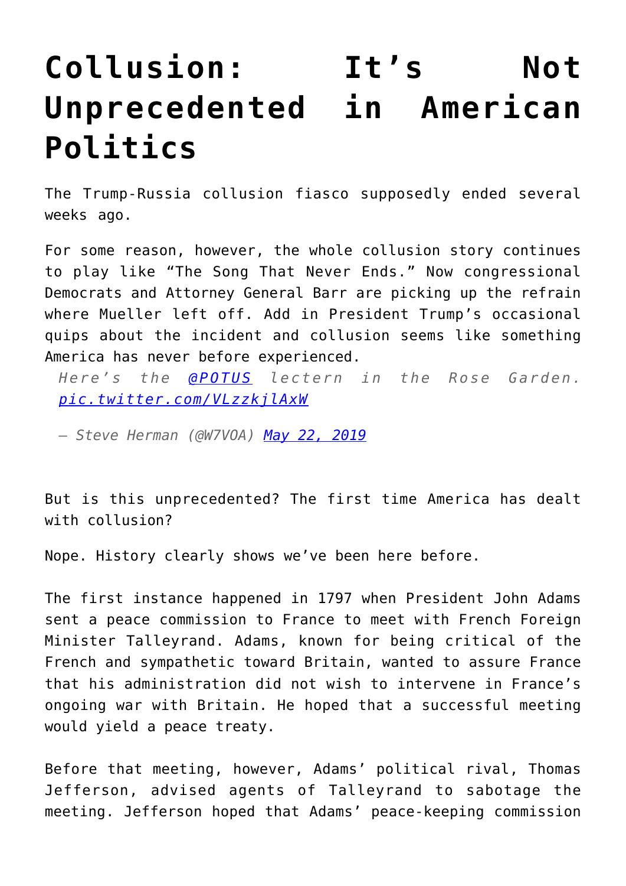# Collusion: It's Not Unprecedented in American Politics

The Trump-Russia collusion fiasco supposedly ended several weeks ago.

For some reason, however, the whole collusion story continues to play like "The Song That Never Ends." Now congressional Democrats and Attorney General Barr are picking up the refrain where Mueller left off. Add in President Trump's occasional quips about the incident and collusion seems like something America has never before experienced.

> *Here's the [@POTUS](https://twitter.com/POTUS) lectern in the Rose Garden. [pic.twitter.com/VLzzkjlAxW](https://pic.twitter.com/VLzzkjlAxW)*
>
> *— Steve Herman (@W7VOA) [May 22, 2019](#)*

But is this unprecedented? The first time America has dealt with collusion?

Nope. History clearly shows we've been here before.

The first instance happened in 1797 when President John Adams sent a peace commission to France to meet with French Foreign Minister Talleyrand. Adams, known for being critical of the French and sympathetic toward Britain, wanted to assure France that his administration did not wish to intervene in France's ongoing war with Britain. He hoped that a successful meeting would yield a peace treaty.

Before that meeting, however, Adams' political rival, Thomas Jefferson, advised agents of Talleyrand to sabotage the meeting. Jefferson hoped that Adams' peace-keeping commission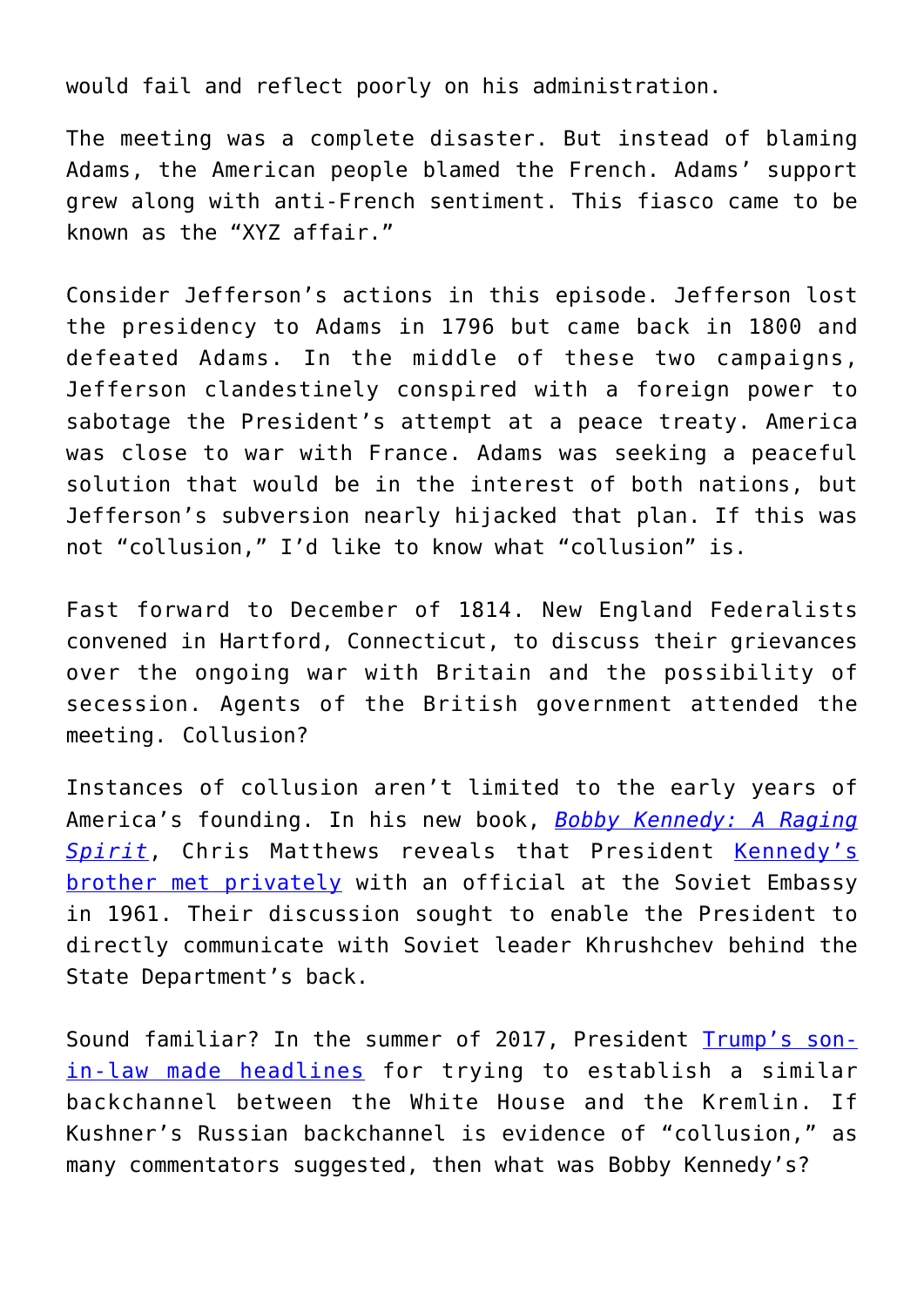would fail and reflect poorly on his administration.

The meeting was a complete disaster. But instead of blaming Adams, the American people blamed the French. Adams' support grew along with anti-French sentiment. This fiasco came to be known as the "XYZ affair."

Consider Jefferson's actions in this episode. Jefferson lost the presidency to Adams in 1796 but came back in 1800 and defeated Adams. In the middle of these two campaigns, Jefferson clandestinely conspired with a foreign power to sabotage the President's attempt at a peace treaty. America was close to war with France. Adams was seeking a peaceful solution that would be in the interest of both nations, but Jefferson's subversion nearly hijacked that plan. If this was not "collusion," I'd like to know what "collusion" is.

Fast forward to December of 1814. New England Federalists convened in Hartford, Connecticut, to discuss their grievances over the ongoing war with Britain and the possibility of secession. Agents of the British government attended the meeting. Collusion?

Instances of collusion aren't limited to the early years of America's founding. In his new book, *Bobby Kennedy: A Raging Spirit*, Chris Matthews reveals that President Kennedy's brother met privately with an official at the Soviet Embassy in 1961. Their discussion sought to enable the President to directly communicate with Soviet leader Khrushchev behind the State Department's back.

Sound familiar? In the summer of 2017, President Trump's son-in-law made headlines for trying to establish a similar backchannel between the White House and the Kremlin. If Kushner's Russian backchannel is evidence of "collusion," as many commentators suggested, then what was Bobby Kennedy's?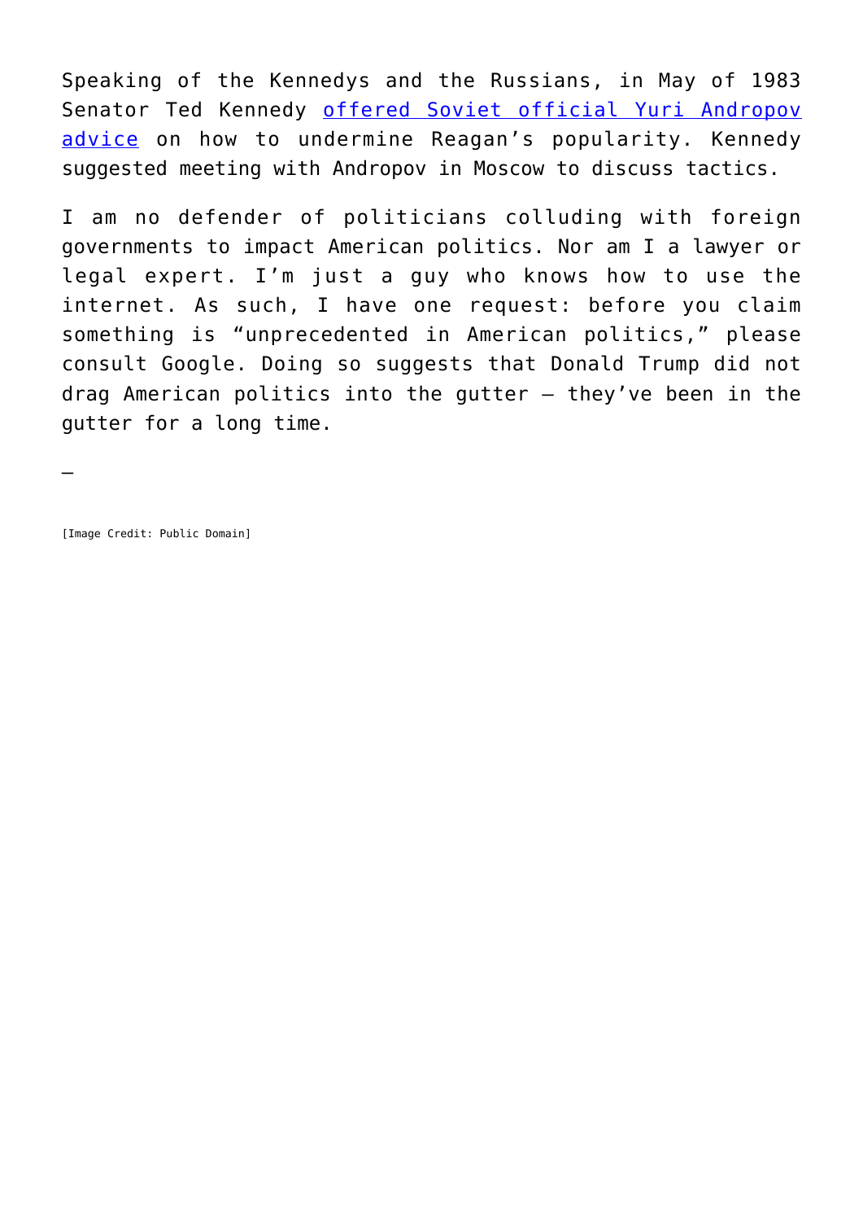Speaking of the Kennedys and the Russians, in May of 1983 Senator Ted Kennedy offered Soviet official Yuri Andropov advice on how to undermine Reagan's popularity. Kennedy suggested meeting with Andropov in Moscow to discuss tactics.

I am no defender of politicians colluding with foreign governments to impact American politics. Nor am I a lawyer or legal expert. I'm just a guy who knows how to use the internet. As such, I have one request: before you claim something is "unprecedented in American politics," please consult Google. Doing so suggests that Donald Trump did not drag American politics into the gutter – they've been in the gutter for a long time.

—

[Image Credit: Public Domain]